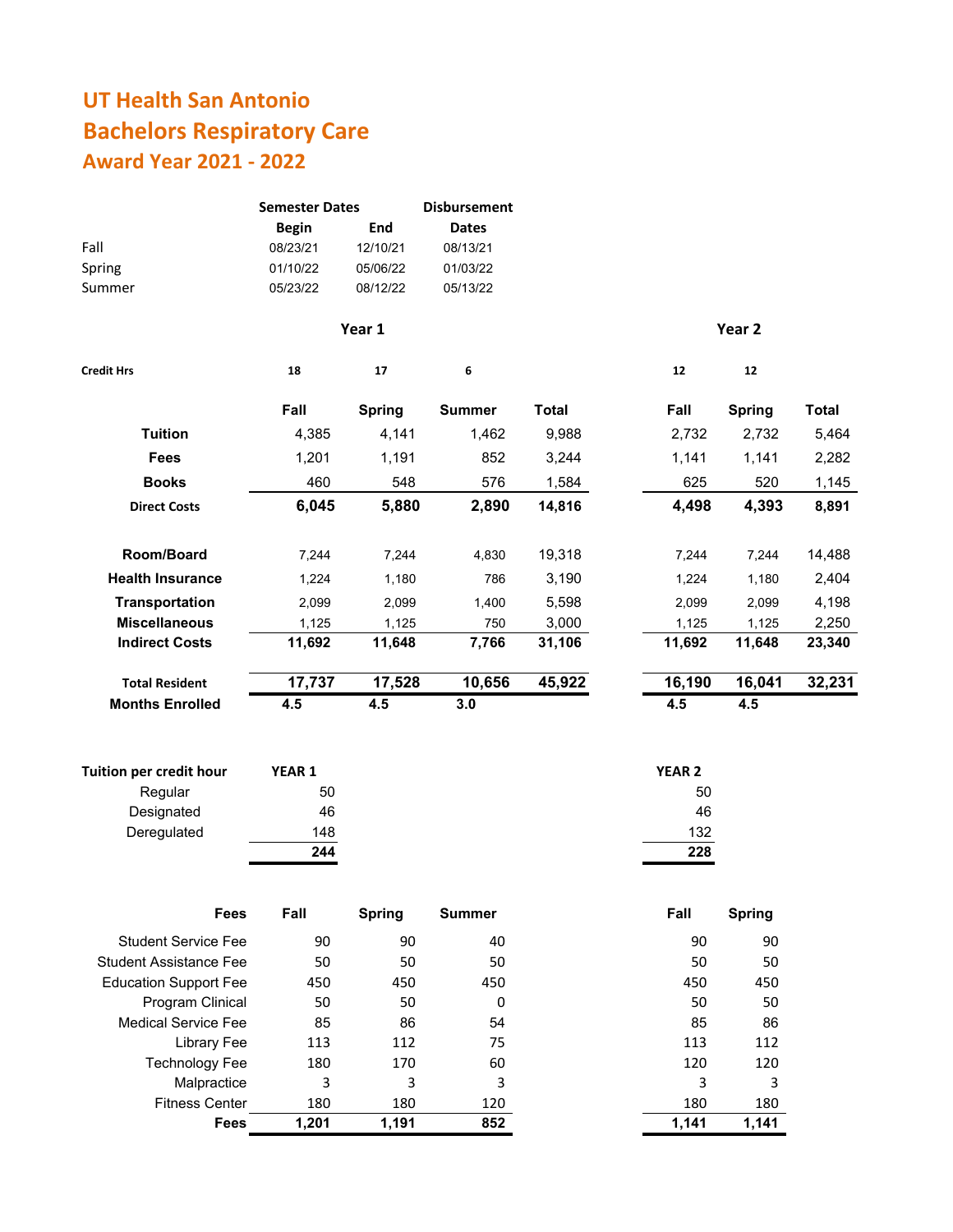# UT Health San Antonio
# Bachelors Respiratory Care
## Award Year 2021 - 2022

| | Semester Dates Begin | Semester Dates End | Disbursement Dates |
|---|---|---|---|
| Fall | 08/23/21 | 12/10/21 | 08/13/21 |
| Spring | 01/10/22 | 05/06/22 | 01/03/22 |
| Summer | 05/23/22 | 08/12/22 | 05/13/22 |

| | Year 1 | | | | Year 2 | | |
|---|---|---|---|---|---|---|---|
| **Credit Hrs** | 18 | 17 | 6 | | 12 | 12 | |
| | **Fall** | **Spring** | **Summer** | **Total** | **Fall** | **Spring** | **Total** |
| **Tuition** | 4,385 | 4,141 | 1,462 | 9,988 | 2,732 | 2,732 | 5,464 |
| **Fees** | 1,201 | 1,191 | 852 | 3,244 | 1,141 | 1,141 | 2,282 |
| **Books** | 460 | 548 | 576 | 1,584 | 625 | 520 | 1,145 |
| **Direct Costs** | **6,045** | **5,880** | **2,890** | **14,816** | **4,498** | **4,393** | **8,891** |
| **Room/Board** | 7,244 | 7,244 | 4,830 | 19,318 | 7,244 | 7,244 | 14,488 |
| **Health Insurance** | 1,224 | 1,180 | 786 | 3,190 | 1,224 | 1,180 | 2,404 |
| **Transportation** | 2,099 | 2,099 | 1,400 | 5,598 | 2,099 | 2,099 | 4,198 |
| **Miscellaneous** | 1,125 | 1,125 | 750 | 3,000 | 1,125 | 1,125 | 2,250 |
| **Indirect Costs** | **11,692** | **11,648** | **7,766** | **31,106** | **11,692** | **11,648** | **23,340** |
| **Total Resident** | **17,737** | **17,528** | **10,656** | **45,922** | **16,190** | **16,041** | **32,231** |
| **Months Enrolled** | **4.5** | **4.5** | **3.0** | | **4.5** | **4.5** | |

| Tuition per credit hour | YEAR 1 | YEAR 2 |
|---|---|---|
| Regular | 50 | 50 |
| Designated | 46 | 46 |
| Deregulated | 148 | 132 |
| | **244** | **228** |

| Fees | Fall | Spring | Summer | Fall | Spring |
|---|---|---|---|---|---|
| Student Service Fee | 90 | 90 | 40 | 90 | 90 |
| Student Assistance Fee | 50 | 50 | 50 | 50 | 50 |
| Education Support Fee | 450 | 450 | 450 | 450 | 450 |
| Program Clinical | 50 | 50 | 0 | 50 | 50 |
| Medical Service Fee | 85 | 86 | 54 | 85 | 86 |
| Library Fee | 113 | 112 | 75 | 113 | 112 |
| Technology Fee | 180 | 170 | 60 | 120 | 120 |
| Malpractice | 3 | 3 | 3 | 3 | 3 |
| Fitness Center | 180 | 180 | 120 | 180 | 180 |
| **Fees** | **1,201** | **1,191** | **852** | **1,141** | **1,141** |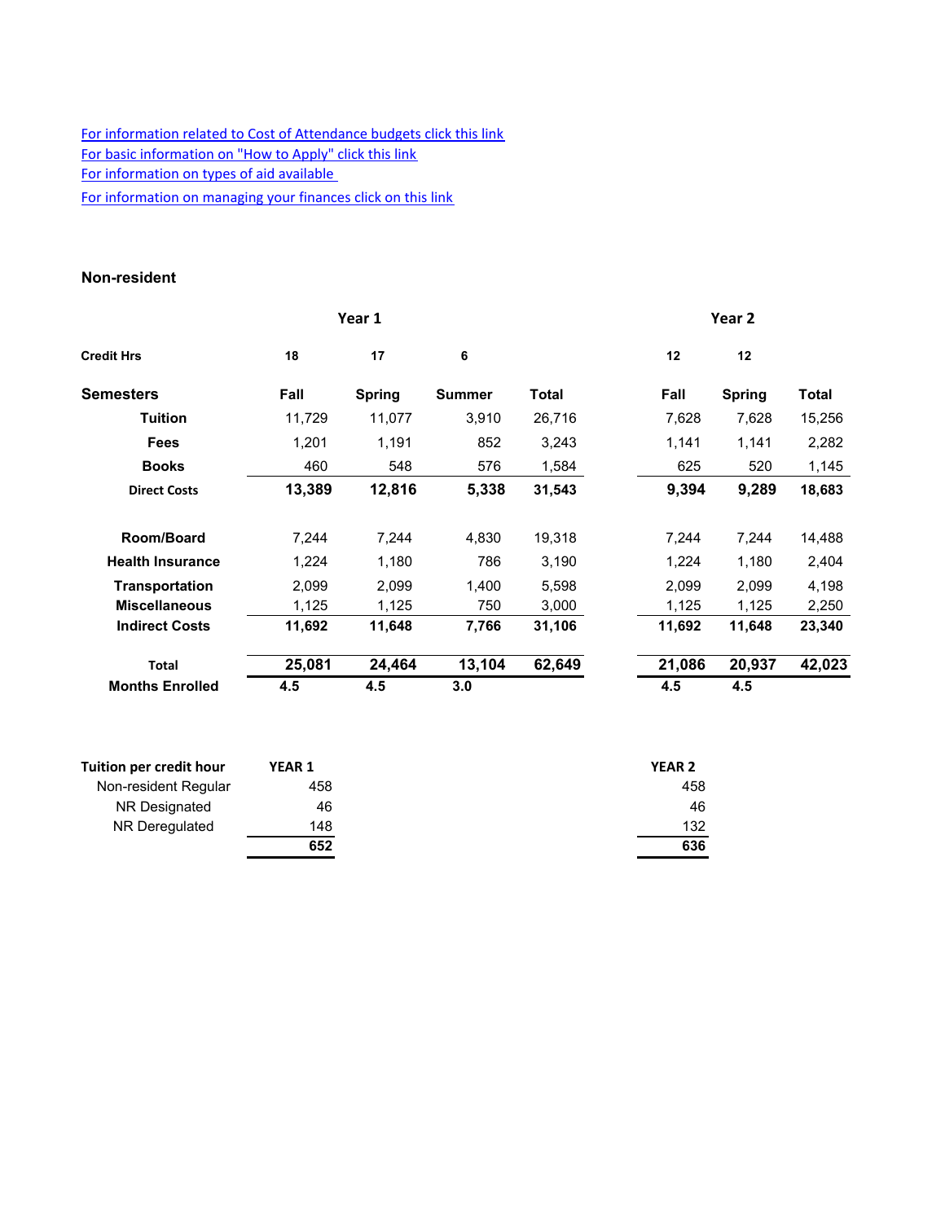For information related to Cost of Attendance budgets click this link
For basic information on "How to Apply" click this link
For information on types of aid available
For information on managing your finances click on this link

**Non-resident**

| | Year 1 | | | | Year 2 | | |
|---|---|---|---|---|---|---|---|
| **Credit Hrs** | **18** | **17** | **6** | | **12** | **12** | |
| **Semesters** | **Fall** | **Spring** | **Summer** | **Total** | **Fall** | **Spring** | **Total** |
| **Tuition** | 11,729 | 11,077 | 3,910 | 26,716 | 7,628 | 7,628 | 15,256 |
| **Fees** | 1,201 | 1,191 | 852 | 3,243 | 1,141 | 1,141 | 2,282 |
| **Books** | 460 | 548 | 576 | 1,584 | 625 | 520 | 1,145 |
| **Direct Costs** | **13,389** | **12,816** | **5,338** | **31,543** | **9,394** | **9,289** | **18,683** |
| **Room/Board** | 7,244 | 7,244 | 4,830 | 19,318 | 7,244 | 7,244 | 14,488 |
| **Health Insurance** | 1,224 | 1,180 | 786 | 3,190 | 1,224 | 1,180 | 2,404 |
| **Transportation** | 2,099 | 2,099 | 1,400 | 5,598 | 2,099 | 2,099 | 4,198 |
| **Miscellaneous** | 1,125 | 1,125 | 750 | 3,000 | 1,125 | 1,125 | 2,250 |
| **Indirect Costs** | **11,692** | **11,648** | **7,766** | **31,106** | **11,692** | **11,648** | **23,340** |
| **Total** | **25,081** | **24,464** | **13,104** | **62,649** | **21,086** | **20,937** | **42,023** |
| **Months Enrolled** | **4.5** | **4.5** | **3.0** | | **4.5** | **4.5** | |

| **Tuition per credit hour** | **YEAR 1** | **YEAR 2** |
|---|---|---|
| Non-resident Regular | 458 | 458 |
| NR Designated | 46 | 46 |
| NR Deregulated | 148 | 132 |
| | **652** | **636** |